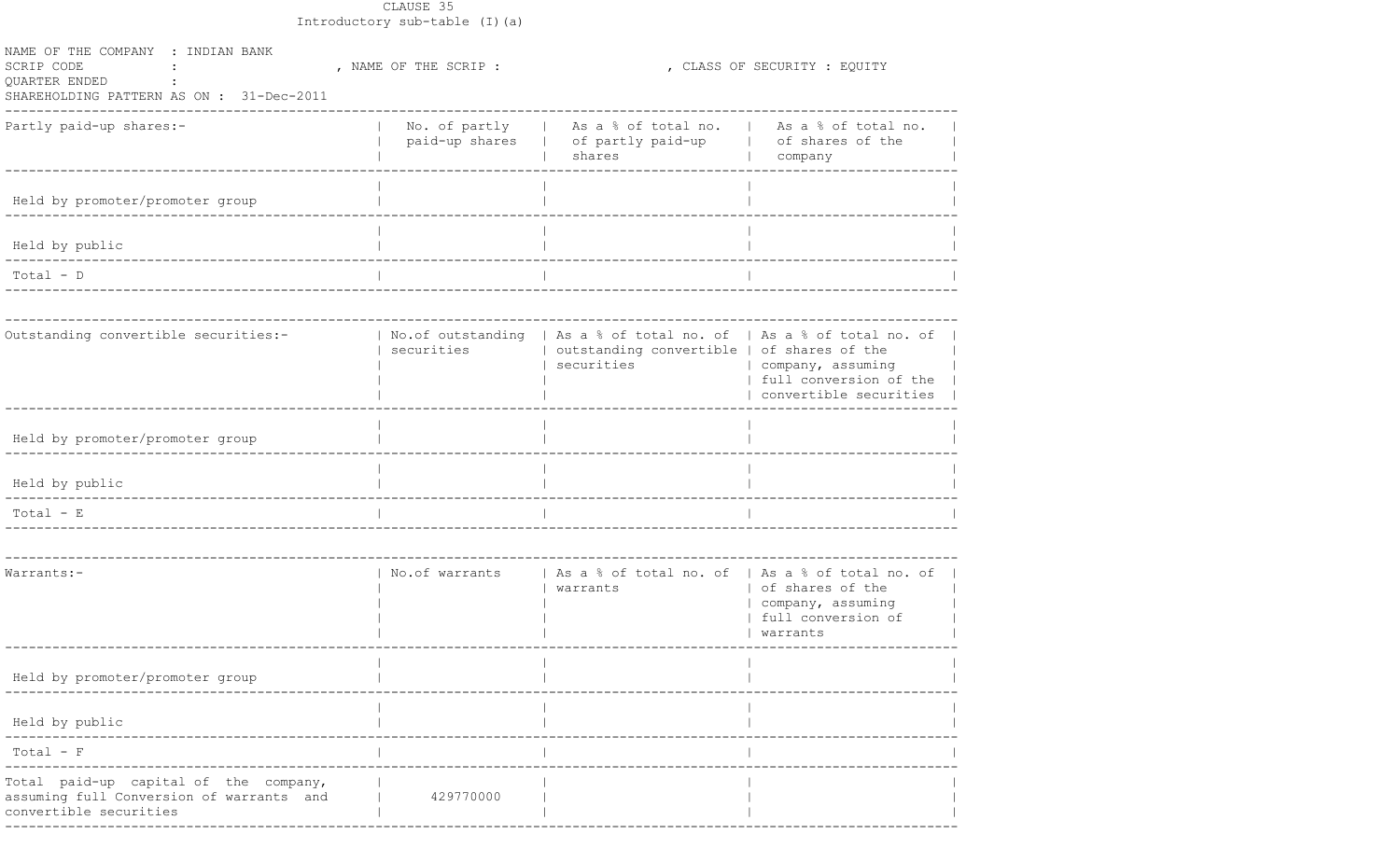CLAUSE 35

Introductory sub-table (I)(a)

NAME OF THE COMPANY : INDIAN BANK

SCRIP CODE : , NAME OF THE SCRIP : , CLASS OF SECURITY : EQUITY

QUARTER ENDED :

SHAREHOLDING PATTERN AS ON : 31-Dec-2011

| Partly paid-up shares:- | No. of partly paid-up shares | As a % of total no. of partly paid-up shares | As a % of total no. of shares of the company |
|---|---|---|---|
| Held by promoter/promoter group | | | |
| Held by public | | | |
| Total - D | | | |

| Outstanding convertible securities:- | No.of outstanding securities | As a % of total no. of outstanding convertible securities | As a % of total no. of of shares of the company, assuming full conversion of the convertible securities |
|---|---|---|---|
| Held by promoter/promoter group | | | |
| Held by public | | | |
| Total - E | | | |

| Warrants:- | No.of warrants | As a % of total no. of warrants | As a % of total no. of of shares of the company, assuming full conversion of warrants |
|---|---|---|---|
| Held by promoter/promoter group | | | |
| Held by public | | | |
| Total - F | | | |
| Total paid-up capital of the company, assuming full Conversion of warrants and convertible securities | 429770000 | | |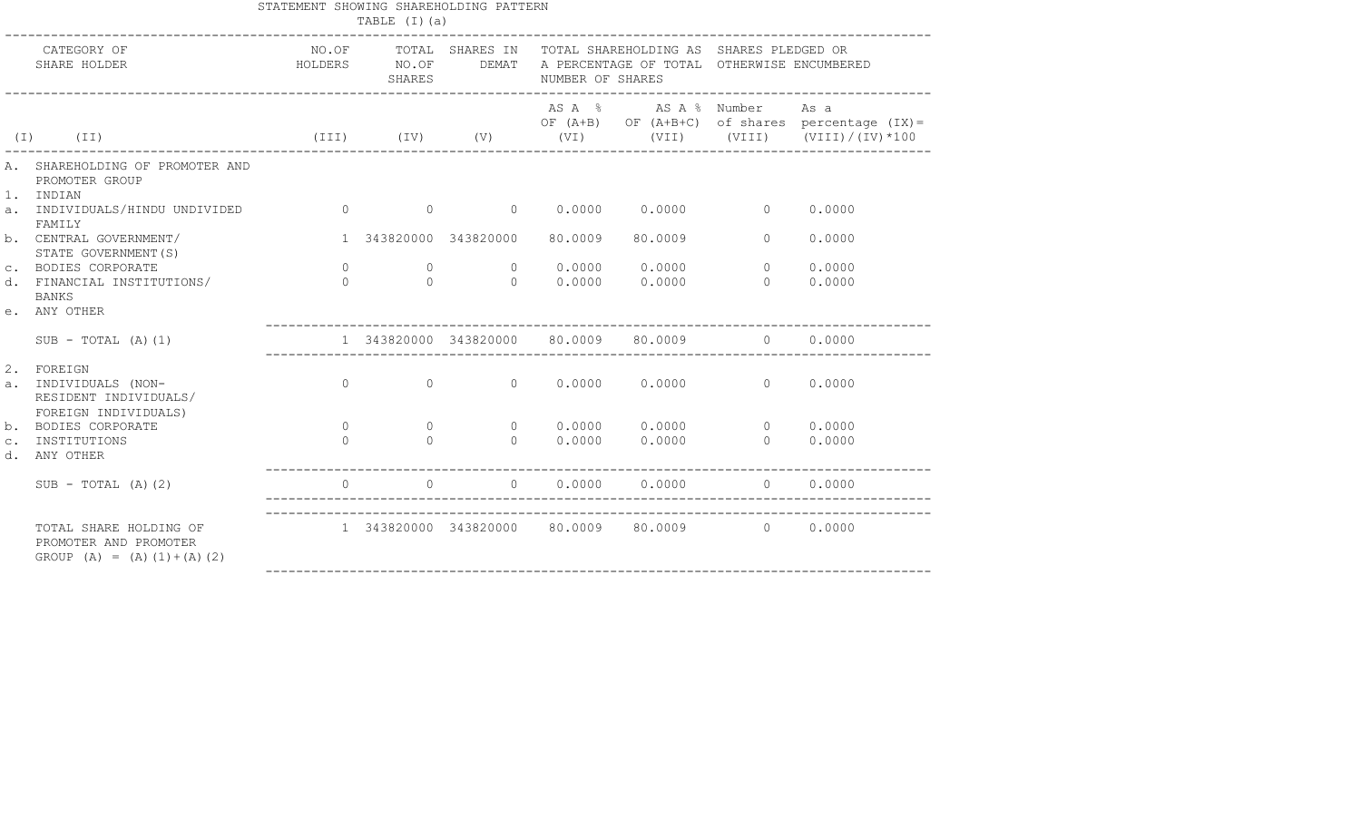# STATEMENT SHOWING SHAREHOLDING PATTERN

## TABLE (I)(a)

| CATEGORY OF SHARE HOLDER | | NO.OF HOLDERS | TOTAL NO.OF SHARES | SHARES IN DEMAT | TOTAL SHAREHOLDING AS A PERCENTAGE OF TOTAL NUMBER OF SHARES | | SHARES PLEDGED OR OTHERWISE ENCUMBERED | |
|---|---|---|---|---|---|---|---|---|
| | | | | | AS A % OF (A+B) | AS A % OF (A+B+C) | Number of shares | As a percentage (IX)= (VIII)/(IV)*100 |
| (I) | (II) | (III) | (IV) | (V) | (VI) | (VII) | (VIII) | |
| A. | SHAREHOLDING OF PROMOTER AND PROMOTER GROUP | | | | | | | |
| 1. | INDIAN | | | | | | | |
| a. | INDIVIDUALS/HINDU UNDIVIDED FAMILY | 0 | 0 | 0 | 0.0000 | 0.0000 | 0 | 0.0000 |
| b. | CENTRAL GOVERNMENT/ STATE GOVERNMENT(S) | 1 | 343820000 | 343820000 | 80.0009 | 80.0009 | 0 | 0.0000 |
| c. | BODIES CORPORATE | 0 | 0 | 0 | 0.0000 | 0.0000 | 0 | 0.0000 |
| d. | FINANCIAL INSTITUTIONS/ BANKS | 0 | 0 | 0 | 0.0000 | 0.0000 | 0 | 0.0000 |
| e. | ANY OTHER | | | | | | | |
| | SUB - TOTAL (A)(1) | 1 | 343820000 | 343820000 | 80.0009 | 80.0009 | 0 | 0.0000 |
| 2. | FOREIGN | | | | | | | |
| a. | INDIVIDUALS (NON-RESIDENT INDIVIDUALS/ FOREIGN INDIVIDUALS) | 0 | 0 | 0 | 0.0000 | 0.0000 | 0 | 0.0000 |
| b. | BODIES CORPORATE | 0 | 0 | 0 | 0.0000 | 0.0000 | 0 | 0.0000 |
| c. | INSTITUTIONS | 0 | 0 | 0 | 0.0000 | 0.0000 | 0 | 0.0000 |
| d. | ANY OTHER | | | | | | | |
| | SUB - TOTAL (A)(2) | 0 | 0 | 0 | 0.0000 | 0.0000 | 0 | 0.0000 |
| | TOTAL SHARE HOLDING OF PROMOTER AND PROMOTER GROUP (A) = (A)(1)+(A)(2) | 1 | 343820000 | 343820000 | 80.0009 | 80.0009 | 0 | 0.0000 |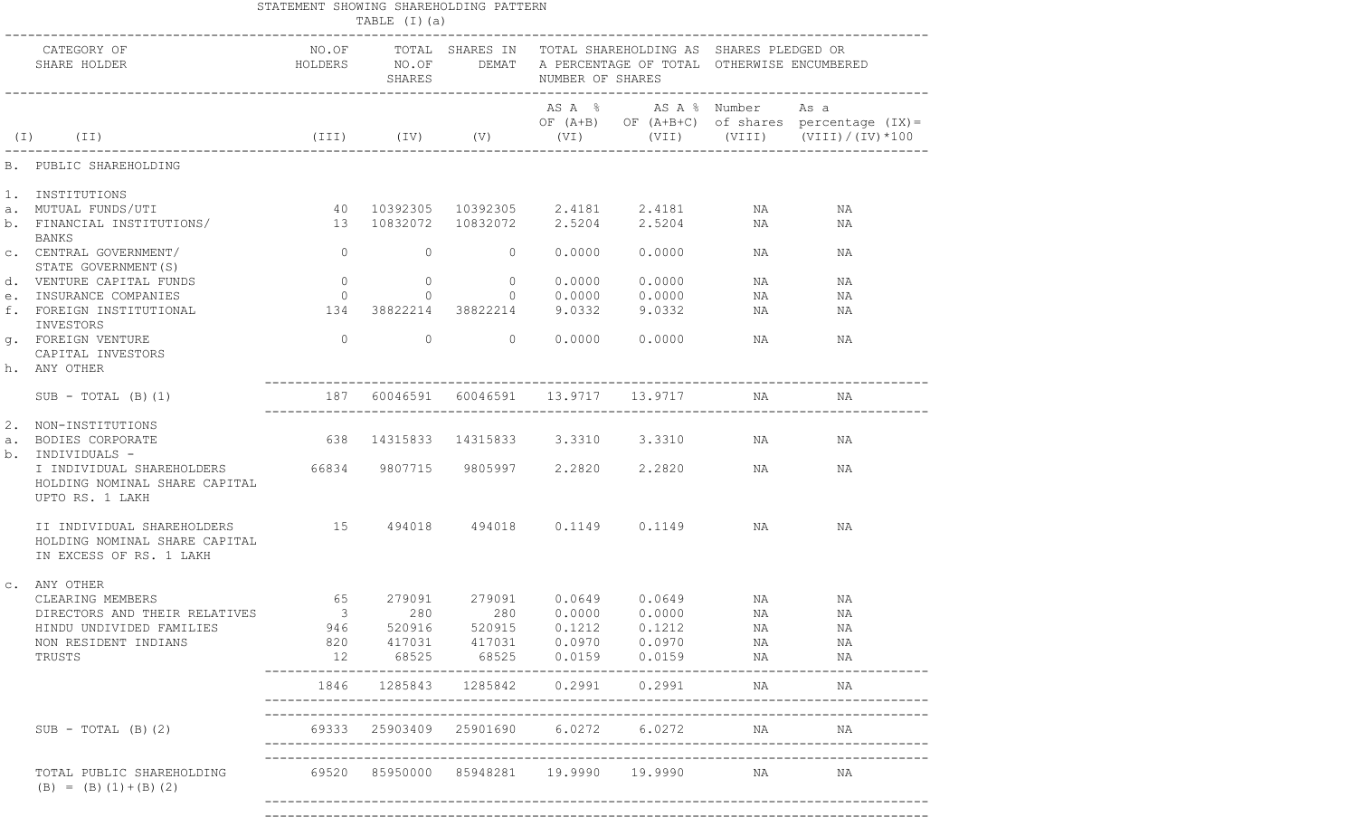STATEMENT SHOWING SHAREHOLDING PATTERN
TABLE (I)(a)

| CATEGORY OF SHARE HOLDER | | NO.OF HOLDERS | TOTAL NO.OF SHARES | SHARES IN DEMAT | TOTAL SHAREHOLDING AS A PERCENTAGE OF TOTAL NUMBER OF SHARES | | SHARES PLEDGED OR OTHERWISE ENCUMBERED | |
|---|---|---|---|---|---|---|---|---|
| | | | | | AS A % OF (A+B) | AS A % OF (A+B+C) | Number of shares | As a percentage (IX)= (VIII)/(IV)*100 |
| (I) | (II) | (III) | (IV) | (V) | (VI) | (VII) | (VIII) | |
| B. | PUBLIC SHAREHOLDING | | | | | | | |
| 1. | INSTITUTIONS | | | | | | | |
| a. | MUTUAL FUNDS/UTI | 40 | 10392305 | 10392305 | 2.4181 | 2.4181 | NA | NA |
| b. | FINANCIAL INSTITUTIONS/ BANKS | 13 | 10832072 | 10832072 | 2.5204 | 2.5204 | NA | NA |
| c. | CENTRAL GOVERNMENT/ STATE GOVERNMENT(S) | 0 | 0 | 0 | 0.0000 | 0.0000 | NA | NA |
| d. | VENTURE CAPITAL FUNDS | 0 | 0 | 0 | 0.0000 | 0.0000 | NA | NA |
| e. | INSURANCE COMPANIES | 0 | 0 | 0 | 0.0000 | 0.0000 | NA | NA |
| f. | FOREIGN INSTITUTIONAL INVESTORS | 134 | 38822214 | 38822214 | 9.0332 | 9.0332 | NA | NA |
| g. | FOREIGN VENTURE CAPITAL INVESTORS | 0 | 0 | 0 | 0.0000 | 0.0000 | NA | NA |
| h. | ANY OTHER | | | | | | | |
| | SUB - TOTAL (B)(1) | 187 | 60046591 | 60046591 | 13.9717 | 13.9717 | NA | NA |
| 2. | NON-INSTITUTIONS | | | | | | | |
| a. | BODIES CORPORATE | 638 | 14315833 | 14315833 | 3.3310 | 3.3310 | NA | NA |
| b. | INDIVIDUALS - | | | | | | | |
| | I INDIVIDUAL SHAREHOLDERS HOLDING NOMINAL SHARE CAPITAL UPTO RS. 1 LAKH | 66834 | 9807715 | 9805997 | 2.2820 | 2.2820 | NA | NA |
| | II INDIVIDUAL SHAREHOLDERS HOLDING NOMINAL SHARE CAPITAL IN EXCESS OF RS. 1 LAKH | 15 | 494018 | 494018 | 0.1149 | 0.1149 | NA | NA |
| c. | ANY OTHER | | | | | | | |
| | CLEARING MEMBERS | 65 | 279091 | 279091 | 0.0649 | 0.0649 | NA | NA |
| | DIRECTORS AND THEIR RELATIVES | 3 | 280 | 280 | 0.0000 | 0.0000 | NA | NA |
| | HINDU UNDIVIDED FAMILIES | 946 | 520916 | 520915 | 0.1212 | 0.1212 | NA | NA |
| | NON RESIDENT INDIANS | 820 | 417031 | 417031 | 0.0970 | 0.0970 | NA | NA |
| | TRUSTS | 12 | 68525 | 68525 | 0.0159 | 0.0159 | NA | NA |
| | | 1846 | 1285843 | 1285842 | 0.2991 | 0.2991 | NA | NA |
| | SUB - TOTAL (B)(2) | 69333 | 25903409 | 25901690 | 6.0272 | 6.0272 | NA | NA |
| | TOTAL PUBLIC SHAREHOLDING (B) = (B)(1)+(B)(2) | 69520 | 85950000 | 85948281 | 19.9990 | 19.9990 | NA | NA |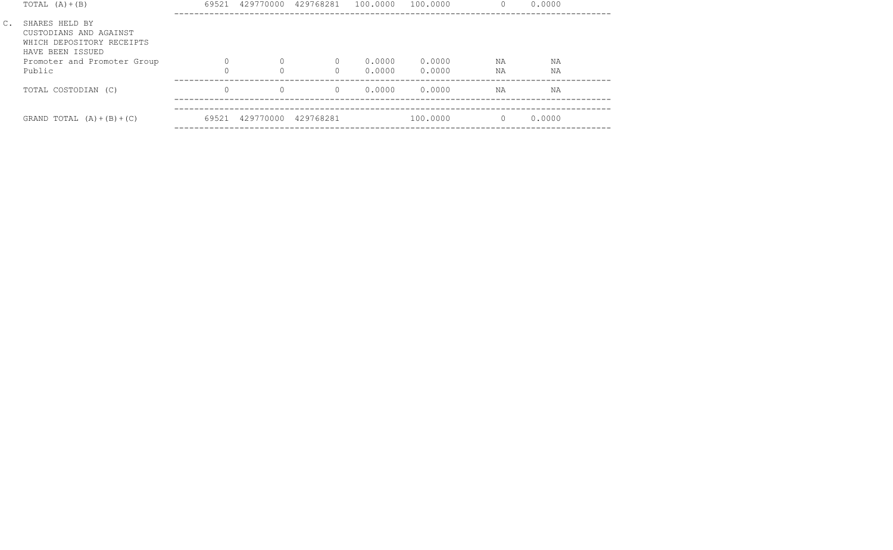| | | | | | | | | |
|---|---|---|---|---|---|---|---|---|
| | TOTAL (A)+(B) | 69521 | 429770000 | 429768281 | 100.0000 | 100.0000 | 0 | 0.0000 |
| C. | SHARES HELD BY CUSTODIANS AND AGAINST WHICH DEPOSITORY RECEIPTS HAVE BEEN ISSUED | | | | | | | |
| | Promoter and Promoter Group | 0 | 0 | 0 | 0.0000 | 0.0000 | NA | NA |
| | Public | 0 | 0 | 0 | 0.0000 | 0.0000 | NA | NA |
| | TOTAL COSTODIAN (C) | 0 | 0 | 0 | 0.0000 | 0.0000 | NA | NA |
| | GRAND TOTAL (A)+(B)+(C) | 69521 | 429770000 | 429768281 | | 100.0000 | 0 | 0.0000 |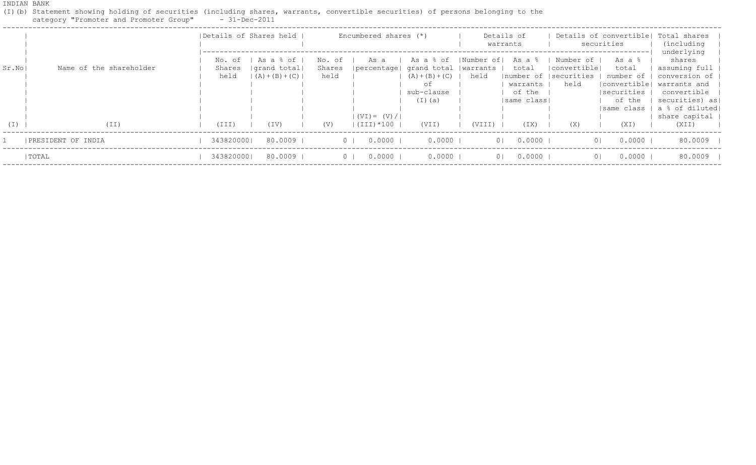INDIAN BANK

(I)(b) Statement showing holding of securities (including shares, warrants, convertible securities) of persons belonging to the category "Promoter and Promoter Group" - 31-Dec-2011

| Sr.No | Name of the shareholder | Details of Shares held | | Encumbered shares (*) | | | Details of warrants | | Details of convertible securities | | Total shares (including underlying shares assuming full conversion of warrants and convertible securities) as a % of diluted share capital |
|---|---|---|---|---|---|---|---|---|---|---|---|
| | | No. of Shares held | As a % of grand total (A)+(B)+(C) | No. of Shares held | As a percentage (VI)= (V)/(III)*100 | As a % of grand total (A)+(B)+(C) of sub-clause (I)(a) | Number of warrants held | As a % total number of warrants of the same class | Number of convertible securities held | As a % total number of convertible securities of the same class | |
| (I) | (II) | (III) | (IV) | (V) | (VI) | (VII) | (VIII) | (IX) | (X) | (XI) | (XII) |
| 1 | PRESIDENT OF INDIA | 343820000 | 80.0009 | 0 | 0.0000 | 0.0000 | 0 | 0.0000 | 0 | 0.0000 | 80.0009 |
| | TOTAL | 343820000 | 80.0009 | 0 | 0.0000 | 0.0000 | 0 | 0.0000 | 0 | 0.0000 | 80.0009 |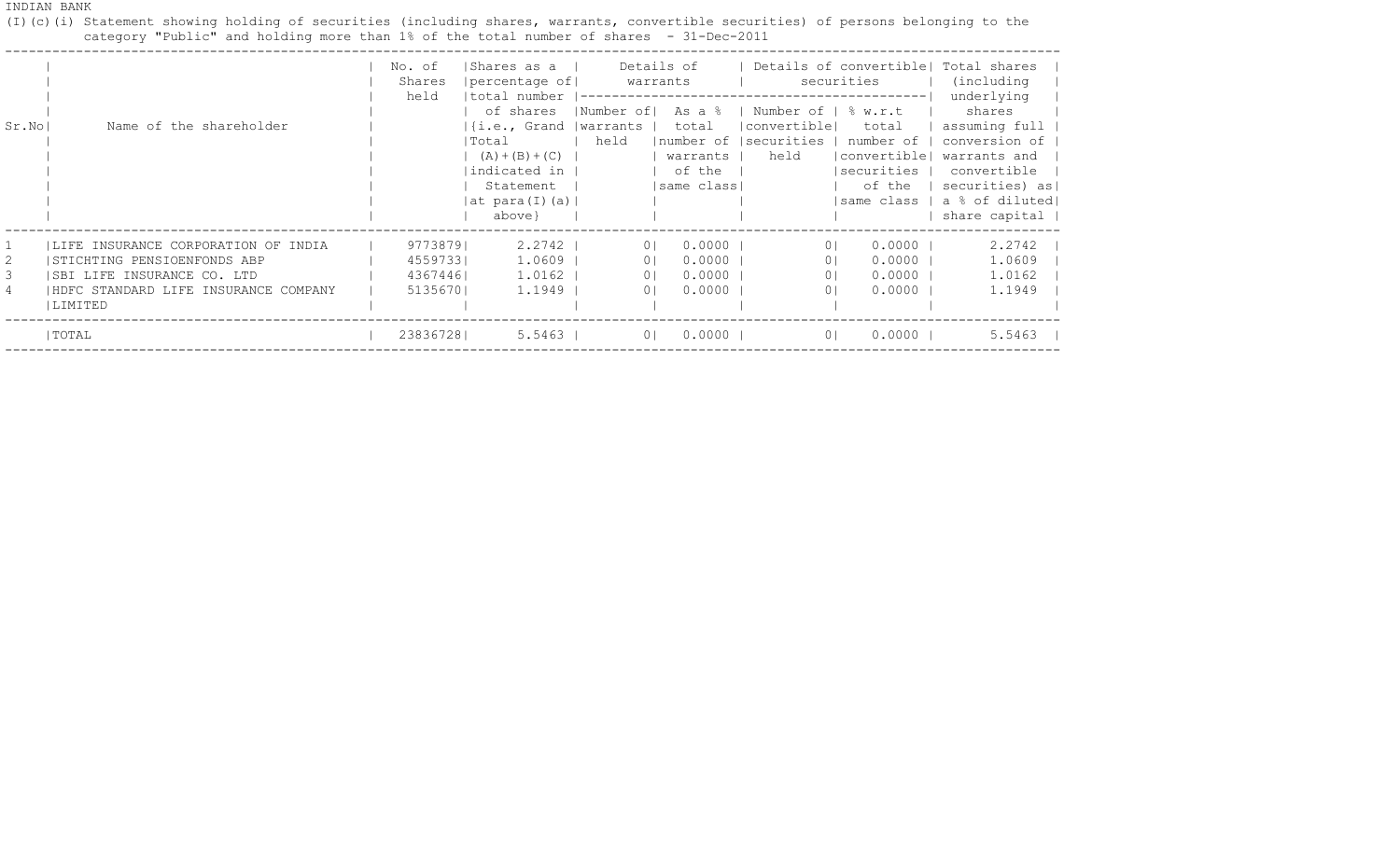INDIAN BANK

(I)(c)(i) Statement showing holding of securities (including shares, warrants, convertible securities) of persons belonging to the category "Public" and holding more than 1% of the total number of shares - 31-Dec-2011

| Sr.No | Name of the shareholder | No. of Shares held | Shares as a percentage of total number of shares {i.e., Grand Total (A)+(B)+(C) indicated in Statement at para(I)(a) above} | Details of warrants | | Details of convertible securities | | Total shares (including underlying shares assuming full conversion of warrants and convertible securities) as a % of diluted share capital |
|---|---|---|---|---|---|---|---|---|
| | | | | Number of warrants held | As a % total number of warrants of the same class | Number of convertible securities held | % w.r.t total number of convertible securities of the same class | |
| 1 | LIFE INSURANCE CORPORATION OF INDIA | 9773879 | 2.2742 | 0 | 0.0000 | 0 | 0.0000 | 2.2742 |
| 2 | STICHTING PENSIOENFONDS ABP | 4559733 | 1.0609 | 0 | 0.0000 | 0 | 0.0000 | 1.0609 |
| 3 | SBI LIFE INSURANCE CO. LTD | 4367446 | 1.0162 | 0 | 0.0000 | 0 | 0.0000 | 1.0162 |
| 4 | HDFC STANDARD LIFE INSURANCE COMPANY LIMITED | 5135670 | 1.1949 | 0 | 0.0000 | 0 | 0.0000 | 1.1949 |
| | TOTAL | 23836728 | 5.5463 | 0 | 0.0000 | 0 | 0.0000 | 5.5463 |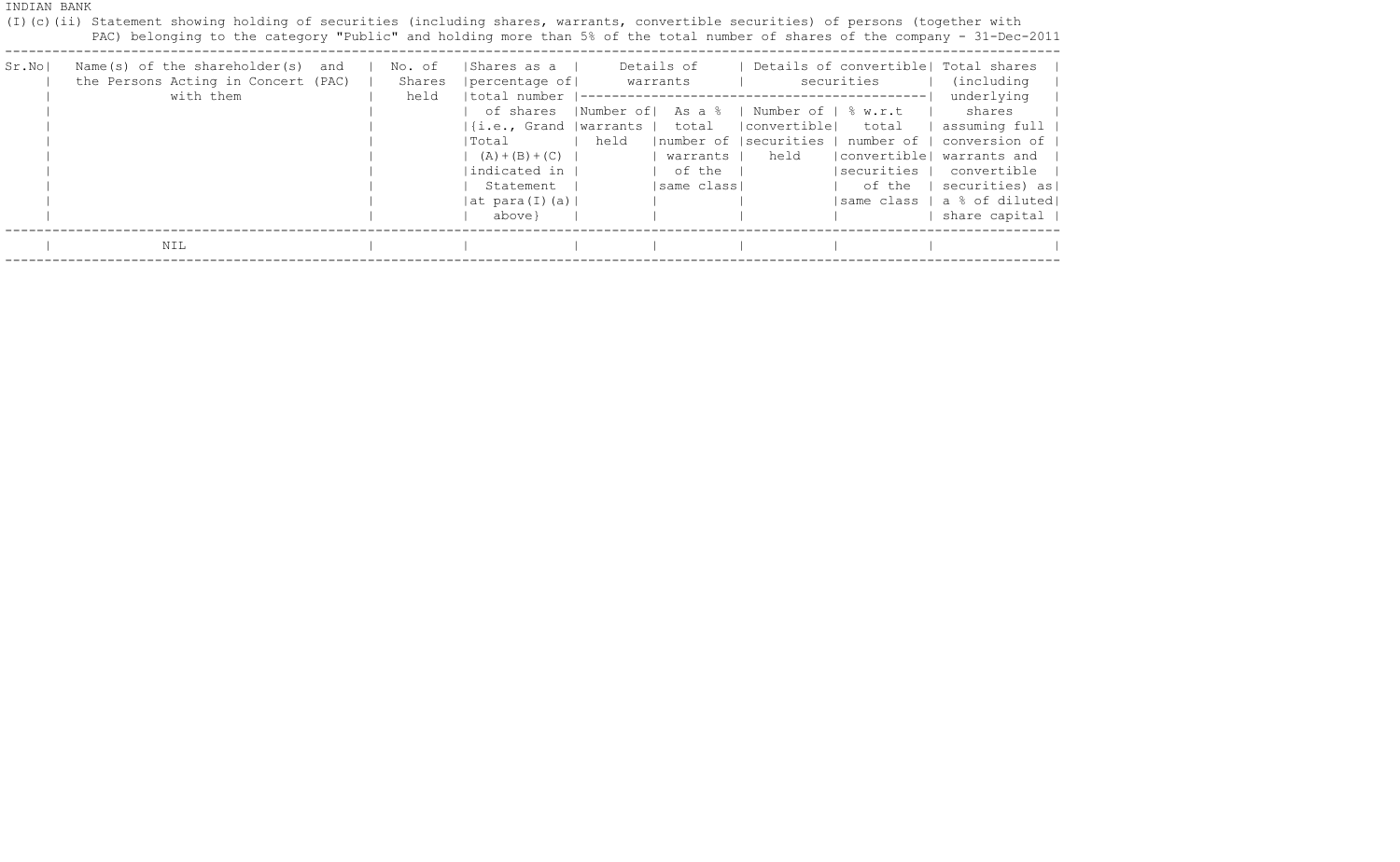INDIAN BANK

(I)(c)(ii) Statement showing holding of securities (including shares, warrants, convertible securities) of persons (together with PAC) belonging to the category "Public" and holding more than 5% of the total number of shares of the company - 31-Dec-2011

| Sr.No | Name(s) of the shareholder(s) and the Persons Acting in Concert (PAC) with them | No. of Shares held | Shares as a percentage of total number of shares {i.e., Grand Total (A)+(B)+(C) indicated in Statement at para(I)(a) above} | Details of warrants | | Details of convertible securities | | Total shares (including underlying shares assuming full conversion of warrants and convertible securities) as a % of diluted share capital |
|---|---|---|---|---|---|---|---|---|
| | | | | Number of warrants held | As a % total number of warrants of the same class | Number of convertible securities held | % w.r.t total number of convertible securities of the same class | |
| | NIL | | | | | | | |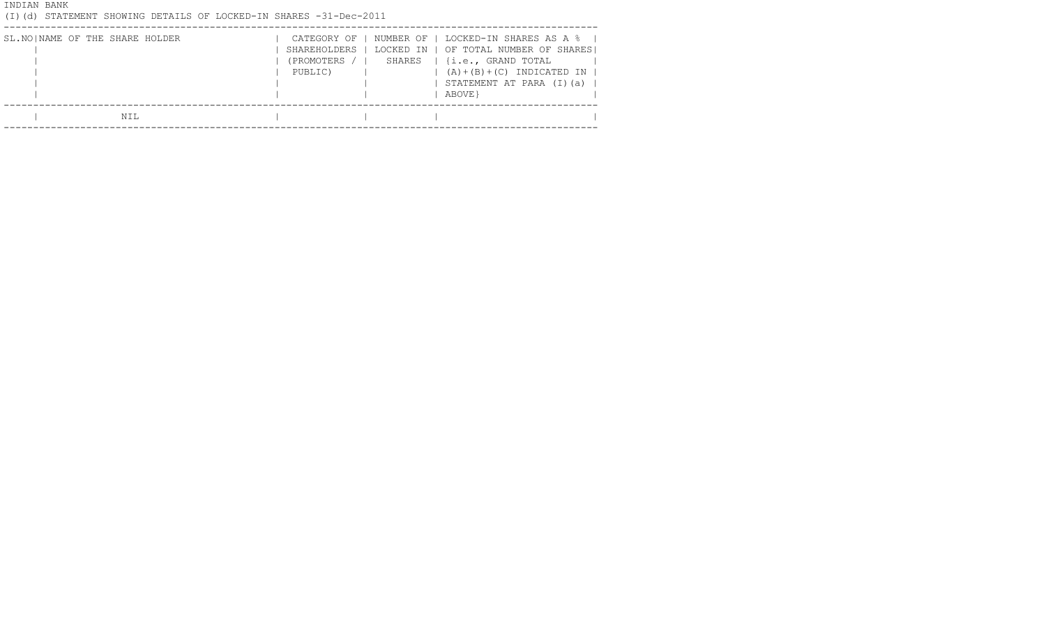INDIAN BANK

(I)(d) STATEMENT SHOWING DETAILS OF LOCKED-IN SHARES -31-Dec-2011

| SL.NO | NAME OF THE SHARE HOLDER | CATEGORY OF SHAREHOLDERS (PROMOTERS / PUBLIC) | NUMBER OF LOCKED IN SHARES | LOCKED-IN SHARES AS A % OF TOTAL NUMBER OF SHARES {i.e., GRAND TOTAL (A)+(B)+(C) INDICATED IN STATEMENT AT PARA (I)(a) ABOVE} |
|---|---|---|---|---|
| | NIL | | | |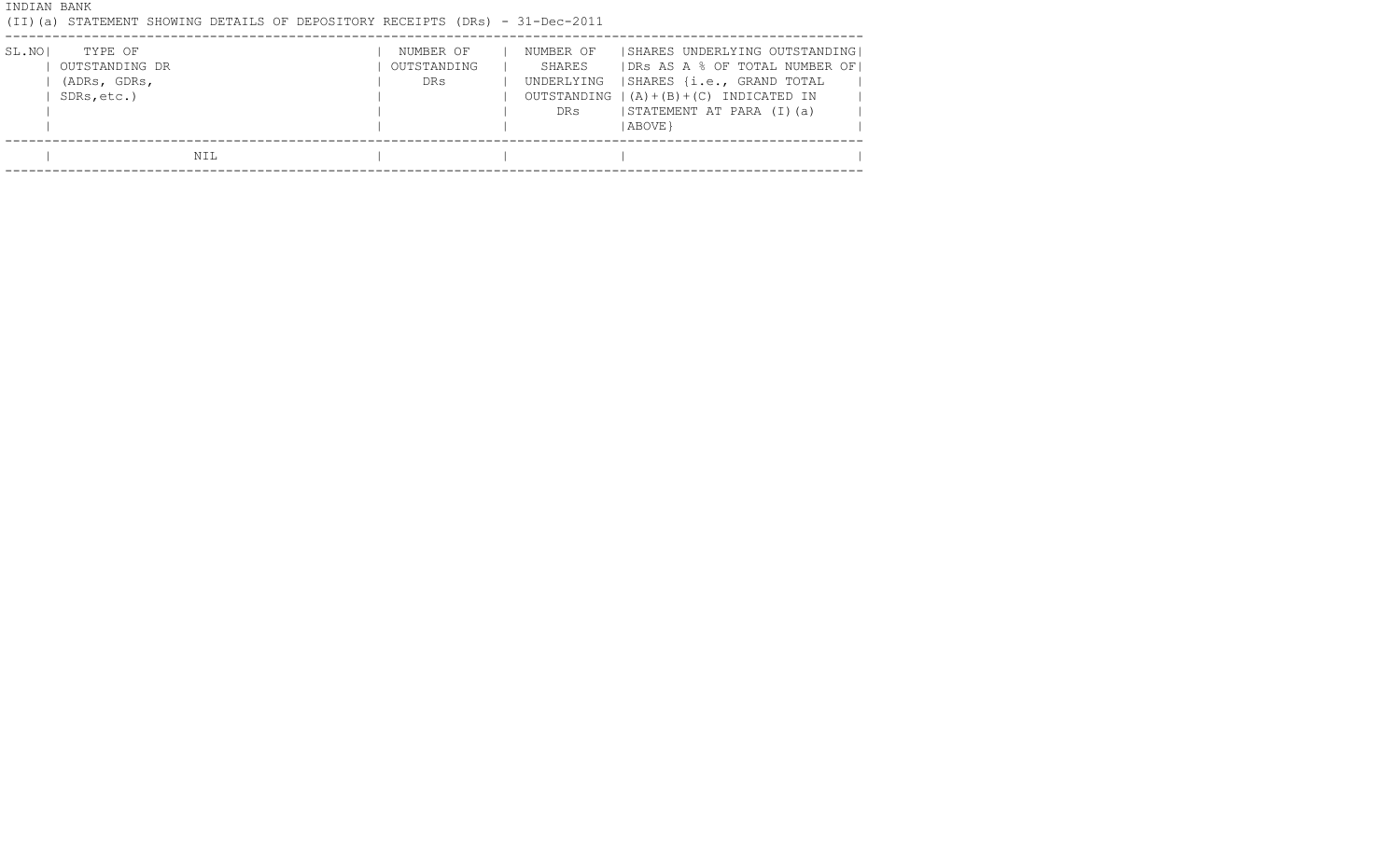INDIAN BANK

(II)(a) STATEMENT SHOWING DETAILS OF DEPOSITORY RECEIPTS (DRs) - 31-Dec-2011

| SL.NO | TYPE OF OUTSTANDING DR (ADRs, GDRs, SDRs,etc.) | NUMBER OF OUTSTANDING DRs | NUMBER OF SHARES UNDERLYING OUTSTANDING DRs | SHARES UNDERLYING OUTSTANDING DRs AS A % OF TOTAL NUMBER OF SHARES {i.e., GRAND TOTAL (A)+(B)+(C) INDICATED IN STATEMENT AT PARA (I)(a) ABOVE} |
|---|---|---|---|---|
| | NIL | | | |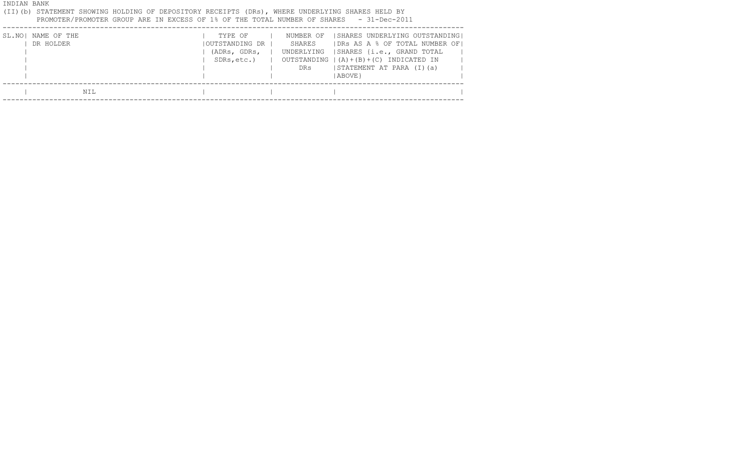INDIAN BANK

(II)(b) STATEMENT SHOWING HOLDING OF DEPOSITORY RECEIPTS (DRs), WHERE UNDERLYING SHARES HELD BY PROMOTER/PROMOTER GROUP ARE IN EXCESS OF 1% OF THE TOTAL NUMBER OF SHARES - 31-Dec-2011

| SL.NO | NAME OF THE DR HOLDER | TYPE OF OUTSTANDING DR (ADRs, GDRs, SDRs,etc.) | NUMBER OF SHARES UNDERLYING OUTSTANDING DRs | SHARES UNDERLYING OUTSTANDING DRs AS A % OF TOTAL NUMBER OF SHARES {i.e., GRAND TOTAL (A)+(B)+(C) INDICATED IN STATEMENT AT PARA (I)(a) ABOVE} |
|---|---|---|---|---|
| | NIL | | | |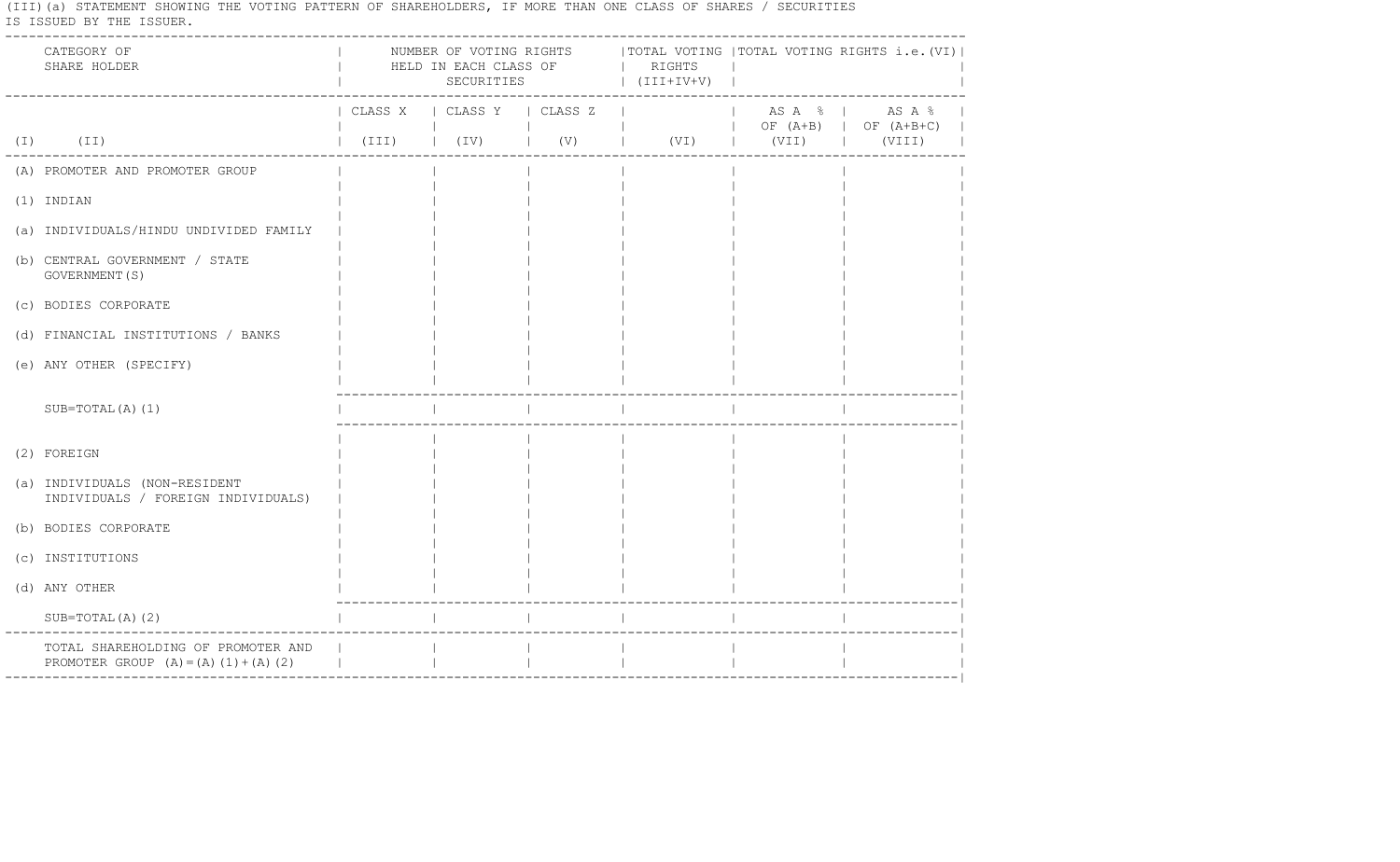(III)(a) STATEMENT SHOWING THE VOTING PATTERN OF SHAREHOLDERS, IF MORE THAN ONE CLASS OF SHARES / SECURITIES IS ISSUED BY THE ISSUER.

| CATEGORY OF SHARE HOLDER | | NUMBER OF VOTING RIGHTS HELD IN EACH CLASS OF SECURITIES | | | TOTAL VOTING RIGHTS (III+IV+V) | TOTAL VOTING RIGHTS i.e.(VI) | |
|---|---|---|---|---|---|---|---|
| | | CLASS X | CLASS Y | CLASS Z | | AS A % OF (A+B) | AS A % OF (A+B+C) |
| (I) | (II) | (III) | (IV) | (V) | (VI) | (VII) | (VIII) |
| (A) | PROMOTER AND PROMOTER GROUP | | | | | | |
| (1) | INDIAN | | | | | | |
| (a) | INDIVIDUALS/HINDU UNDIVIDED FAMILY | | | | | | |
| (b) | CENTRAL GOVERNMENT / STATE GOVERNMENT(S) | | | | | | |
| (c) | BODIES CORPORATE | | | | | | |
| (d) | FINANCIAL INSTITUTIONS / BANKS | | | | | | |
| (e) | ANY OTHER (SPECIFY) | | | | | | |
| | SUB=TOTAL(A)(1) | | | | | | |
| (2) | FOREIGN | | | | | | |
| (a) | INDIVIDUALS (NON-RESIDENT INDIVIDUALS / FOREIGN INDIVIDUALS) | | | | | | |
| (b) | BODIES CORPORATE | | | | | | |
| (c) | INSTITUTIONS | | | | | | |
| (d) | ANY OTHER | | | | | | |
| | SUB=TOTAL(A)(2) | | | | | | |
| | TOTAL SHAREHOLDING OF PROMOTER AND PROMOTER GROUP (A)=(A)(1)+(A)(2) | | | | | | |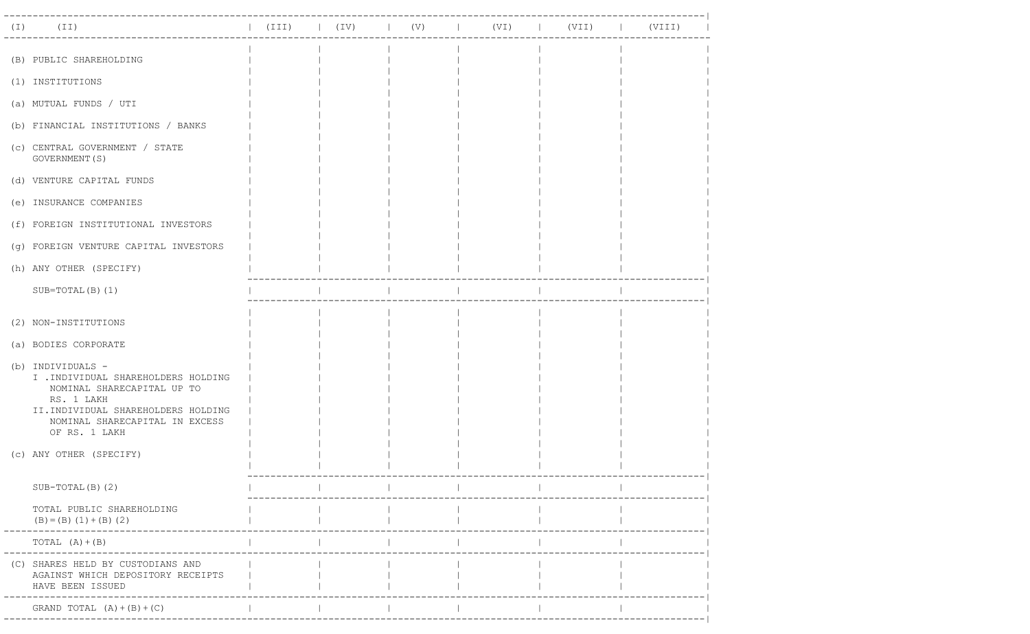| (I) | (II) | (III) | (IV) | (V) | (VI) | (VII) | (VIII) |
|---|---|---|---|---|---|---|---|
| (B) | PUBLIC SHAREHOLDING | | | | | | |
| (1) | INSTITUTIONS | | | | | | |
| (a) | MUTUAL FUNDS / UTI | | | | | | |
| (b) | FINANCIAL INSTITUTIONS / BANKS | | | | | | |
| (c) | CENTRAL GOVERNMENT / STATE GOVERNMENT(S) | | | | | | |
| (d) | VENTURE CAPITAL FUNDS | | | | | | |
| (e) | INSURANCE COMPANIES | | | | | | |
| (f) | FOREIGN INSTITUTIONAL INVESTORS | | | | | | |
| (g) | FOREIGN VENTURE CAPITAL INVESTORS | | | | | | |
| (h) | ANY OTHER (SPECIFY) | | | | | | |
| | SUB=TOTAL(B)(1) | | | | | | |
| (2) | NON-INSTITUTIONS | | | | | | |
| (a) | BODIES CORPORATE | | | | | | |
| (b) | INDIVIDUALS - I .INDIVIDUAL SHAREHOLDERS HOLDING NOMINAL SHARECAPITAL UP TO RS. 1 LAKH II.INDIVIDUAL SHAREHOLDERS HOLDING NOMINAL SHARECAPITAL IN EXCESS OF RS. 1 LAKH | | | | | | |
| (c) | ANY OTHER (SPECIFY) | | | | | | |
| | SUB-TOTAL(B)(2) | | | | | | |
| | TOTAL PUBLIC SHAREHOLDING (B)=(B)(1)+(B)(2) | | | | | | |
| | TOTAL (A)+(B) | | | | | | |
| (C) | SHARES HELD BY CUSTODIANS AND AGAINST WHICH DEPOSITORY RECEIPTS HAVE BEEN ISSUED | | | | | | |
| | GRAND TOTAL (A)+(B)+(C) | | | | | | |